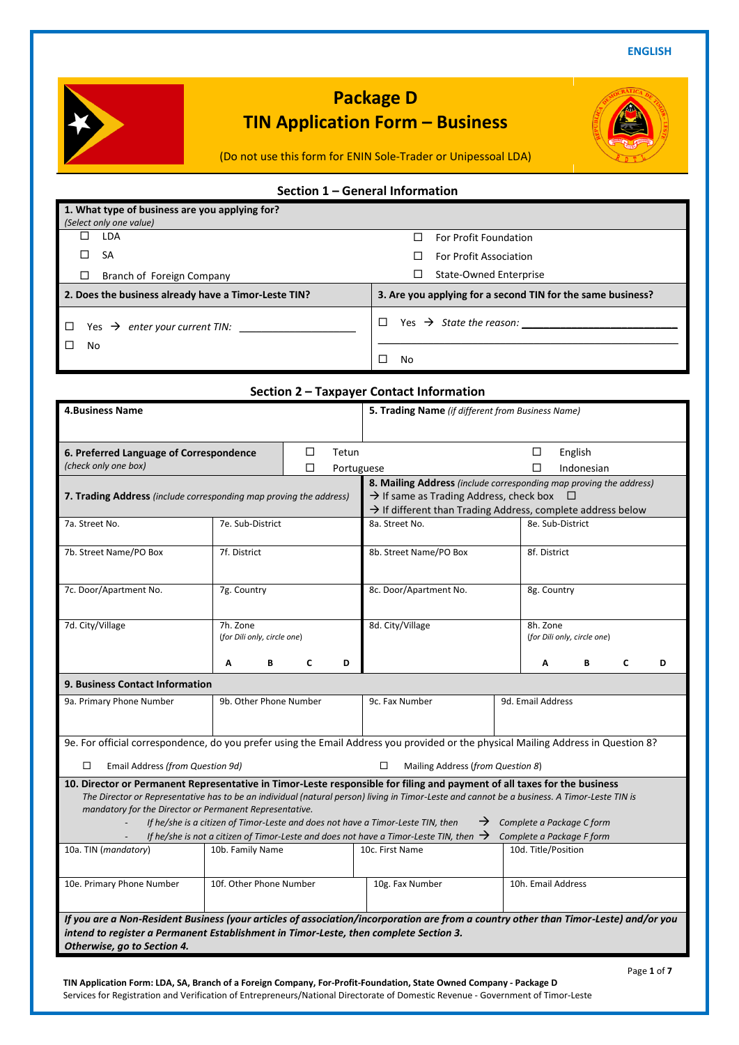ENGLISH

# Package D
# TIN Application Form – Business

(Do not use this form for ENIN Sole-Trader or Unipessoal LDA)

## Section 1 – General Information

**1. What type of business are you applying for?**
*(Select only one value)*

- ☐ LDA
- ☐ SA
- ☐ Branch of Foreign Company
- ☐ For Profit Foundation
- ☐ For Profit Association
- ☐ State-Owned Enterprise

| 2. Does the business already have a Timor-Leste TIN? | 3. Are you applying for a second TIN for the same business? |
|---|---|
| ☐ Yes → *enter your current TIN:* ____________________ | ☐ Yes → *State the reason:* ____________________________ |
| ☐ No | ☐ No |

## Section 2 – Taxpayer Contact Information

| **4. Business Name** | **5. Trading Name** *(if different from Business Name)* |
|---|---|
| | |

**6. Preferred Language of Correspondence** *(check only one box)*

- ☐ Tetun
- ☐ Portuguese
- ☐ English
- ☐ Indonesian

| **7. Trading Address** *(include corresponding map proving the address)* | | **8. Mailing Address** *(include corresponding map proving the address)* → If same as Trading Address, check box ☐ → If different than Trading Address, complete address below | |
|---|---|---|---|
| 7a. Street No. | 7e. Sub-District | 8a. Street No. | 8e. Sub-District |
| 7b. Street Name/PO Box | 7f. District | 8b. Street Name/PO Box | 8f. District |
| 7c. Door/Apartment No. | 7g. Country | 8c. Door/Apartment No. | 8g. Country |
| 7d. City/Village | 7h. Zone *(for Dili only, circle one)* A B C D | 8d. City/Village | 8h. Zone *(for Dili only, circle one)* A B C D |

**9. Business Contact Information**

| 9a. Primary Phone Number | 9b. Other Phone Number | 9c. Fax Number | 9d. Email Address |
|---|---|---|---|
| | | | |

9e. For official correspondence, do you prefer using the Email Address you provided or the physical Mailing Address in Question 8?

- ☐ Email Address *(from Question 9d)*
- ☐ Mailing Address (*from Question 8*)

**10. Director or Permanent Representative in Timor-Leste responsible for filing and payment of all taxes for the business**

*The Director or Representative has to be an individual (natural person) living in Timor-Leste and cannot be a business. A Timor-Leste TIN is mandatory for the Director or Permanent Representative.*

- *If he/she is a citizen of Timor-Leste and does not have a Timor-Leste TIN, then* → *Complete a Package C form*
- *If he/she is not a citizen of Timor-Leste and does not have a Timor-Leste TIN, then* → *Complete a Package F form*

| 10a. TIN (*mandatory*) | 10b. Family Name | 10c. First Name | 10d. Title/Position |
|---|---|---|---|
| 10e. Primary Phone Number | 10f. Other Phone Number | 10g. Fax Number | 10h. Email Address |

***If you are a Non-Resident Business (your articles of association/incorporation are from a country other than Timor-Leste) and/or you intend to register a Permanent Establishment in Timor-Leste, then complete Section 3. Otherwise, go to Section 4.***

**TIN Application Form: LDA, SA, Branch of a Foreign Company, For-Profit-Foundation, State Owned Company - Package D**
Services for Registration and Verification of Entrepreneurs/National Directorate of Domestic Revenue - Government of Timor-Leste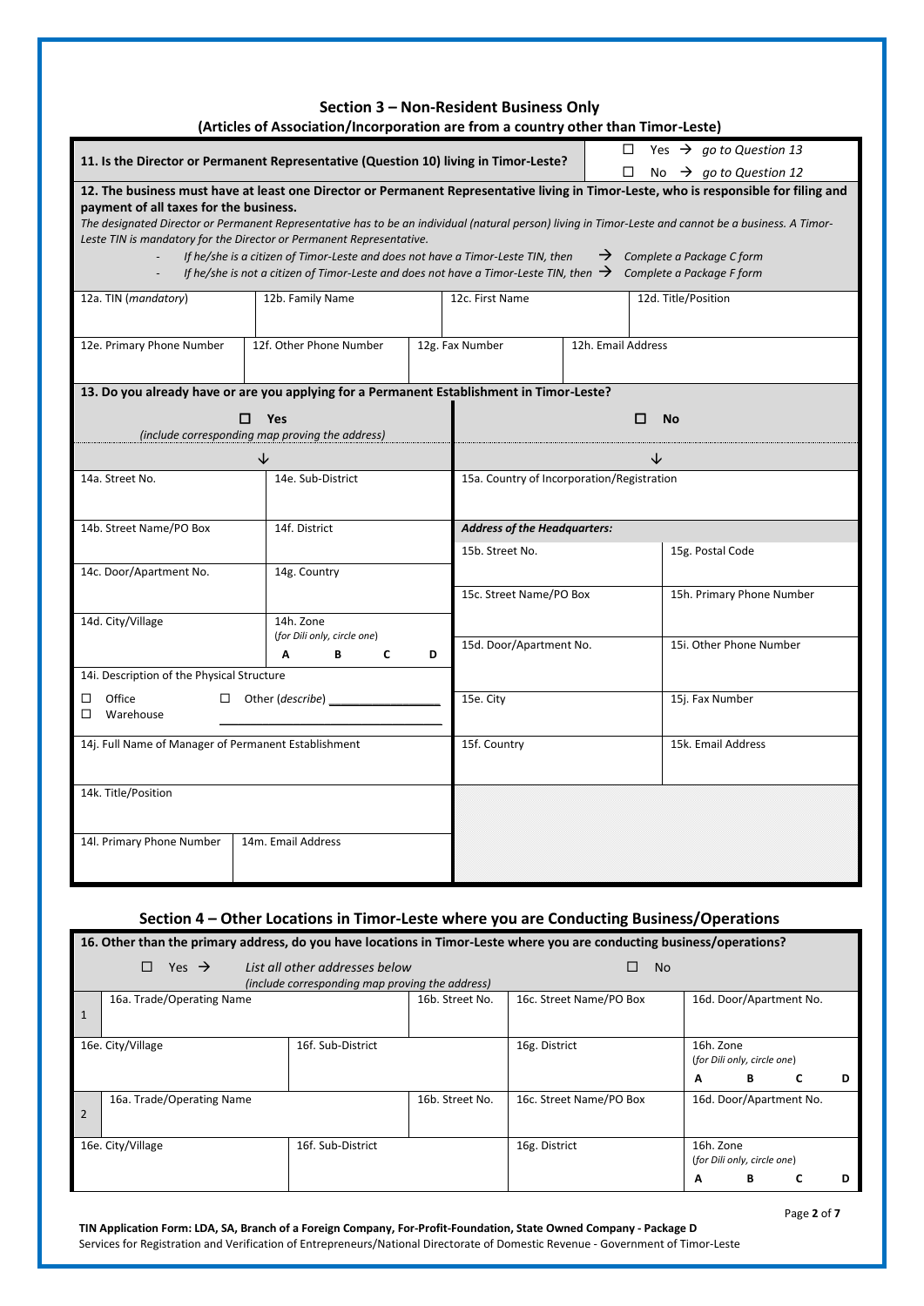## Section 3 – Non-Resident Business Only

**(Articles of Association/Incorporation are from a country other than Timor-Leste)**

**11. Is the Director or Permanent Representative (Question 10) living in Timor-Leste?**

☐ Yes → *go to Question 13*
☐ No → *go to Question 12*

**12. The business must have at least one Director or Permanent Representative living in Timor-Leste, who is responsible for filing and payment of all taxes for the business.**

*The designated Director or Permanent Representative has to be an individual (natural person) living in Timor-Leste and cannot be a business. A Timor-Leste TIN is mandatory for the Director or Permanent Representative.*

- *If he/she is a citizen of Timor-Leste and does not have a Timor-Leste TIN, then* → *Complete a Package C form*
- *If he/she is not a citizen of Timor-Leste and does not have a Timor-Leste TIN, then* → *Complete a Package F form*

| 12a. TIN (*mandatory*) | 12b. Family Name | 12c. First Name | 12d. Title/Position |
|---|---|---|---|
| | | | |

| 12e. Primary Phone Number | 12f. Other Phone Number | 12g. Fax Number | 12h. Email Address |
|---|---|---|---|
| | | | |

**13. Do you already have or are you applying for a Permanent Establishment in Timor-Leste?**

| ☐ **Yes** *(include corresponding map proving the address)* ↓ | | ☐ **No** ↓ | |
|---|---|---|---|
| 14a. Street No. | 14e. Sub-District | 15a. Country of Incorporation/Registration | |
| 14b. Street Name/PO Box | 14f. District | ***Address of the Headquarters:*** | |
| | | 15b. Street No. | 15g. Postal Code |
| 14c. Door/Apartment No. | 14g. Country | 15c. Street Name/PO Box | 15h. Primary Phone Number |
| 14d. City/Village | 14h. Zone *(for Dili only, circle one)* A B C D | 15d. Door/Apartment No. | 15i. Other Phone Number |
| 14i. Description of the Physical Structure ☐ Office ☐ Warehouse ☐ Other (*describe*) ________________ | | 15e. City | 15j. Fax Number |
| 14j. Full Name of Manager of Permanent Establishment | | 15f. Country | 15k. Email Address |
| 14k. Title/Position | | | |
| 14l. Primary Phone Number | 14m. Email Address | | |

## Section 4 – Other Locations in Timor-Leste where you are Conducting Business/Operations

**16. Other than the primary address, do you have locations in Timor-Leste where you are conducting business/operations?**

☐ Yes → *List all other addresses below (include corresponding map proving the address)*   ☐ No

| | 16a. Trade/Operating Name | | 16b. Street No. | 16c. Street Name/PO Box | 16d. Door/Apartment No. |
|---|---|---|---|---|---|
| 1 | | | | | |
| | 16e. City/Village | 16f. Sub-District | | 16g. District | 16h. Zone *(for Dili only, circle one)* A B C D |
| 2 | 16a. Trade/Operating Name | | 16b. Street No. | 16c. Street Name/PO Box | 16d. Door/Apartment No. |
| | 16e. City/Village | 16f. Sub-District | | 16g. District | 16h. Zone *(for Dili only, circle one)* A B C D |

**TIN Application Form: LDA, SA, Branch of a Foreign Company, For-Profit-Foundation, State Owned Company - Package D**
Services for Registration and Verification of Entrepreneurs/National Directorate of Domestic Revenue - Government of Timor-Leste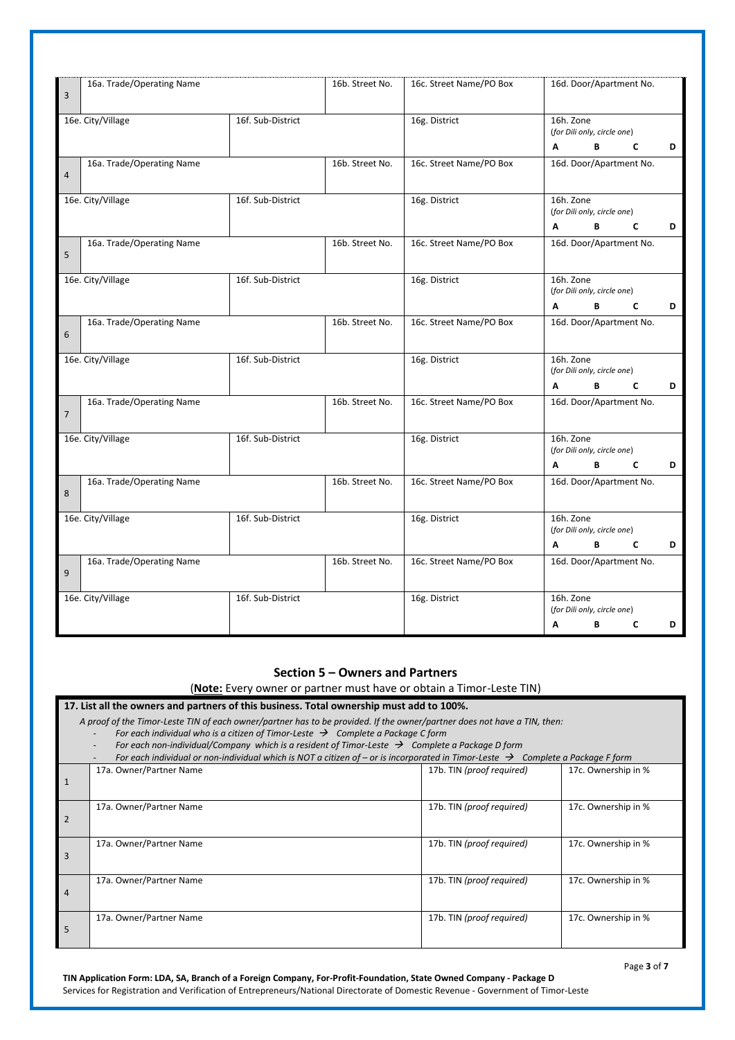| 3 | 16a. Trade/Operating Name | | 16b. Street No. | 16c. Street Name/PO Box | 16d. Door/Apartment No. |
|---|---|---|---|---|---|
| | 16e. City/Village | 16f. Sub-District | | 16g. District | 16h. Zone (*for Dili only, circle one*) A B C D |
| 4 | 16a. Trade/Operating Name | | 16b. Street No. | 16c. Street Name/PO Box | 16d. Door/Apartment No. |
| | 16e. City/Village | 16f. Sub-District | | 16g. District | 16h. Zone (*for Dili only, circle one*) A B C D |
| 5 | 16a. Trade/Operating Name | | 16b. Street No. | 16c. Street Name/PO Box | 16d. Door/Apartment No. |
| | 16e. City/Village | 16f. Sub-District | | 16g. District | 16h. Zone (*for Dili only, circle one*) A B C D |
| 6 | 16a. Trade/Operating Name | | 16b. Street No. | 16c. Street Name/PO Box | 16d. Door/Apartment No. |
| | 16e. City/Village | 16f. Sub-District | | 16g. District | 16h. Zone (*for Dili only, circle one*) A B C D |
| 7 | 16a. Trade/Operating Name | | 16b. Street No. | 16c. Street Name/PO Box | 16d. Door/Apartment No. |
| | 16e. City/Village | 16f. Sub-District | | 16g. District | 16h. Zone (*for Dili only, circle one*) A B C D |
| 8 | 16a. Trade/Operating Name | | 16b. Street No. | 16c. Street Name/PO Box | 16d. Door/Apartment No. |
| | 16e. City/Village | 16f. Sub-District | | 16g. District | 16h. Zone (*for Dili only, circle one*) A B C D |
| 9 | 16a. Trade/Operating Name | | 16b. Street No. | 16c. Street Name/PO Box | 16d. Door/Apartment No. |
| | 16e. City/Village | 16f. Sub-District | | 16g. District | 16h. Zone (*for Dili only, circle one*) A B C D |

## Section 5 – Owners and Partners

(**Note:** Every owner or partner must have or obtain a Timor-Leste TIN)

**17. List all the owners and partners of this business. Total ownership must add to 100%.**

*A proof of the Timor-Leste TIN of each owner/partner has to be provided. If the owner/partner does not have a TIN, then:*

- *For each individual who is a citizen of Timor-Leste → Complete a Package C form*
- *For each non-individual/Company which is a resident of Timor-Leste → Complete a Package D form*
- *For each individual or non-individual which is NOT a citizen of – or is incorporated in Timor-Leste → Complete a Package F form*

| | 17a. Owner/Partner Name | 17b. TIN (*proof required*) | 17c. Ownership in % |
|---|---|---|---|
| 1 | | | |
| 2 | | | |
| 3 | | | |
| 4 | | | |
| 5 | | | |

**TIN Application Form: LDA, SA, Branch of a Foreign Company, For-Profit-Foundation, State Owned Company - Package D**
Services for Registration and Verification of Entrepreneurs/National Directorate of Domestic Revenue - Government of Timor-Leste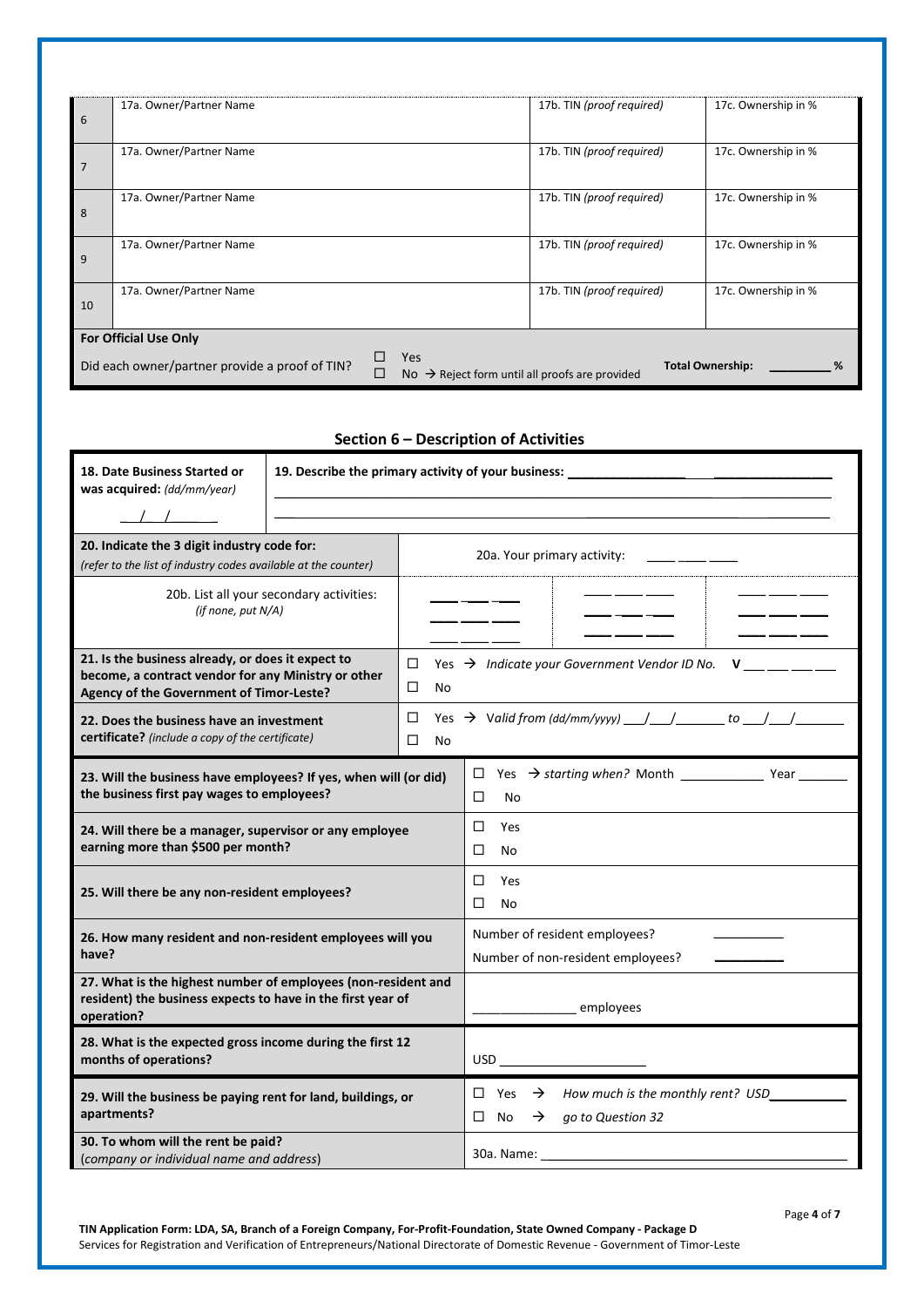| | 17a. Owner/Partner Name | 17b. TIN *(proof required)* | 17c. Ownership in % |
|---|---|---|---|
| 6 | 17a. Owner/Partner Name | 17b. TIN *(proof required)* | 17c. Ownership in % |
| 7 | 17a. Owner/Partner Name | 17b. TIN *(proof required)* | 17c. Ownership in % |
| 8 | 17a. Owner/Partner Name | 17b. TIN *(proof required)* | 17c. Ownership in % |
| 9 | 17a. Owner/Partner Name | 17b. TIN *(proof required)* | 17c. Ownership in % |
| 10 | 17a. Owner/Partner Name | 17b. TIN *(proof required)* | 17c. Ownership in % |

**For Official Use Only**

Did each owner/partner provide a proof of TIN? ☐ Yes ☐ No → Reject form until all proofs are provided **Total Ownership:** _________ **%**

## Section 6 – Description of Activities

| | |
|---|---|
| **18. Date Business Started or was acquired:** *(dd/mm/year)* __/__/______ | **19. Describe the primary activity of your business:** ____________________________________________ |
| **20. Indicate the 3 digit industry code for:** *(refer to the list of industry codes available at the counter)* | 20a. Your primary activity: ___ ___ ___ |
| 20b. List all your secondary activities: *(if none, put N/A)* | ___ ___ ___ &nbsp; ___ ___ ___ &nbsp; ___ ___ ___ <br> ___ ___ ___ &nbsp; ___ ___ ___ &nbsp; ___ ___ ___ <br> ___ ___ ___ |
| **21. Is the business already, or does it expect to become, a contract vendor for any Ministry or other Agency of the Government of Timor-Leste?** | ☐ Yes → *Indicate your Government Vendor ID No.* **V** ___ ___ ___ ___ <br> ☐ No |
| **22. Does the business have an investment certificate?** *(include a copy of the certificate)* | ☐ Yes → *Valid from (dd/mm/yyyy)* ___/___/______ *to* ___/___/______ <br> ☐ No |
| **23. Will the business have employees? If yes, when will (or did) the business first pay wages to employees?** | ☐ Yes → *starting when?* Month ___________ Year _______ <br> ☐ No |
| **24. Will there be a manager, supervisor or any employee earning more than $500 per month?** | ☐ Yes <br> ☐ No |
| **25. Will there be any non-resident employees?** | ☐ Yes <br> ☐ No |
| **26. How many resident and non-resident employees will you have?** | Number of resident employees? _________ <br> Number of non-resident employees? _________ |
| **27. What is the highest number of employees (non-resident and resident) the business expects to have in the first year of operation?** | ______________ employees |
| **28. What is the expected gross income during the first 12 months of operations?** | USD ____________________ |
| **29. Will the business be paying rent for land, buildings, or apartments?** | ☐ Yes → *How much is the monthly rent? USD*__________ <br> ☐ No → *go to Question 32* |
| **30. To whom will the rent be paid?** (*company or individual name and address*) | 30a. Name: ________________________________________ |

**TIN Application Form: LDA, SA, Branch of a Foreign Company, For-Profit-Foundation, State Owned Company - Package D**
Services for Registration and Verification of Entrepreneurs/National Directorate of Domestic Revenue - Government of Timor-Leste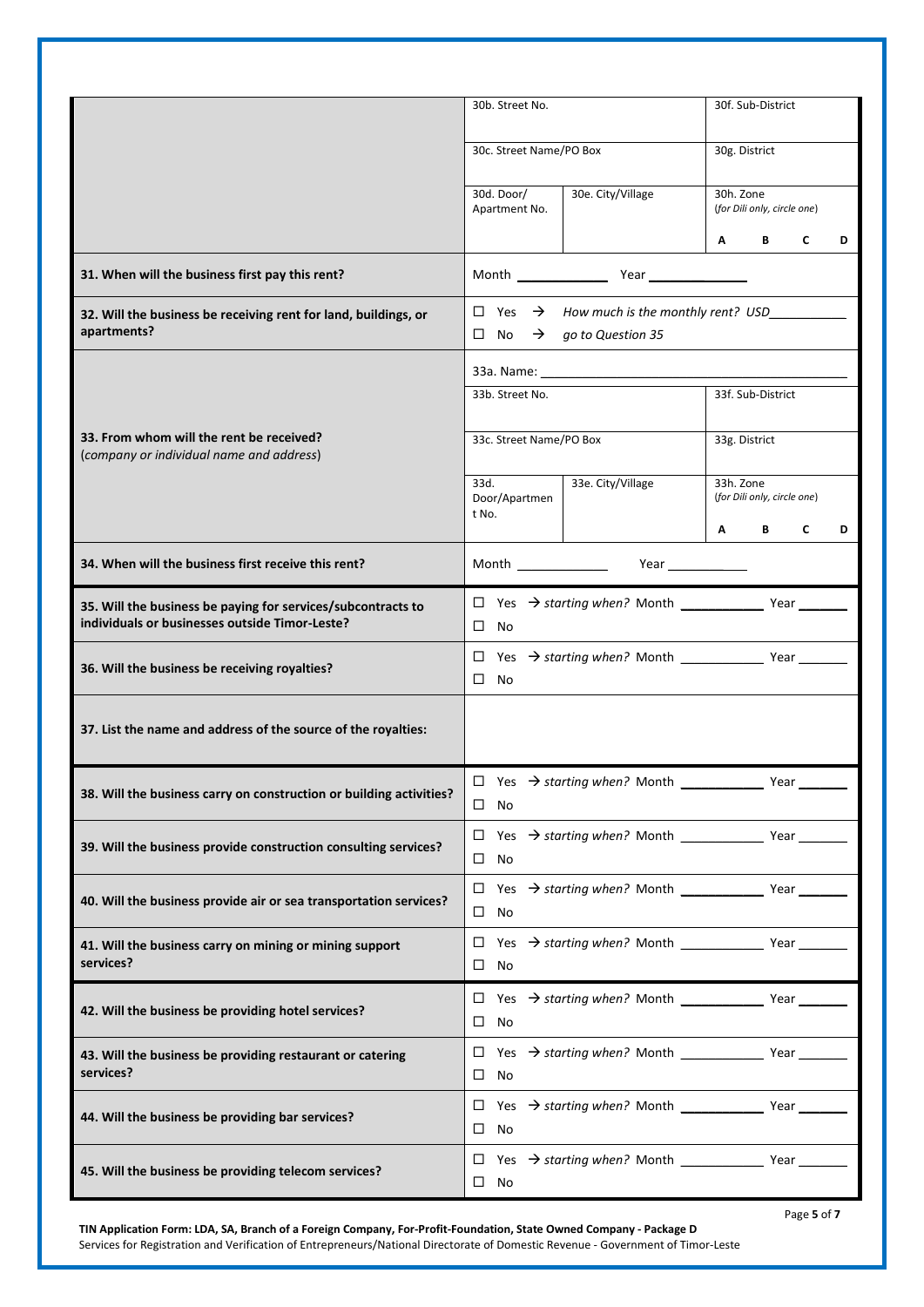| | | | |
|---|---|---|---|
| | 30b. Street No. | | 30f. Sub-District |
| | 30c. Street Name/PO Box | | 30g. District |
| | 30d. Door/ Apartment No. | 30e. City/Village | 30h. Zone (*for Dili only, circle one*) A B C D |
| **31. When will the business first pay this rent?** | Month ____________ Year ____________ | | |
| **32. Will the business be receiving rent for land, buildings, or apartments?** | ☐ Yes → *How much is the monthly rent? USD*__________ ☐ No → *go to Question 35* | | |
| **33. From whom will the rent be received?** (*company or individual name and address*) | 33a. Name: ______________________________ | | |
| | 33b. Street No. | | 33f. Sub-District |
| | 33c. Street Name/PO Box | | 33g. District |
| | 33d. Door/Apartment No. | 33e. City/Village | 33h. Zone (*for Dili only, circle one*) A B C D |
| **34. When will the business first receive this rent?** | Month ____________ Year ____________ | | |
| **35. Will the business be paying for services/subcontracts to individuals or businesses outside Timor-Leste?** | ☐ Yes → *starting when?* Month __________ Year ______ ☐ No | | |
| **36. Will the business be receiving royalties?** | ☐ Yes → *starting when?* Month __________ Year ______ ☐ No | | |
| **37. List the name and address of the source of the royalties:** | | | |
| **38. Will the business carry on construction or building activities?** | ☐ Yes → *starting when?* Month __________ Year ______ ☐ No | | |
| **39. Will the business provide construction consulting services?** | ☐ Yes → *starting when?* Month __________ Year ______ ☐ No | | |
| **40. Will the business provide air or sea transportation services?** | ☐ Yes → *starting when?* Month __________ Year ______ ☐ No | | |
| **41. Will the business carry on mining or mining support services?** | ☐ Yes → *starting when?* Month __________ Year ______ ☐ No | | |
| **42. Will the business be providing hotel services?** | ☐ Yes → *starting when?* Month __________ Year ______ ☐ No | | |
| **43. Will the business be providing restaurant or catering services?** | ☐ Yes → *starting when?* Month __________ Year ______ ☐ No | | |
| **44. Will the business be providing bar services?** | ☐ Yes → *starting when?* Month __________ Year ______ ☐ No | | |
| **45. Will the business be providing telecom services?** | ☐ Yes → *starting when?* Month __________ Year ______ ☐ No | | |

**TIN Application Form: LDA, SA, Branch of a Foreign Company, For-Profit-Foundation, State Owned Company - Package D**
Services for Registration and Verification of Entrepreneurs/National Directorate of Domestic Revenue - Government of Timor-Leste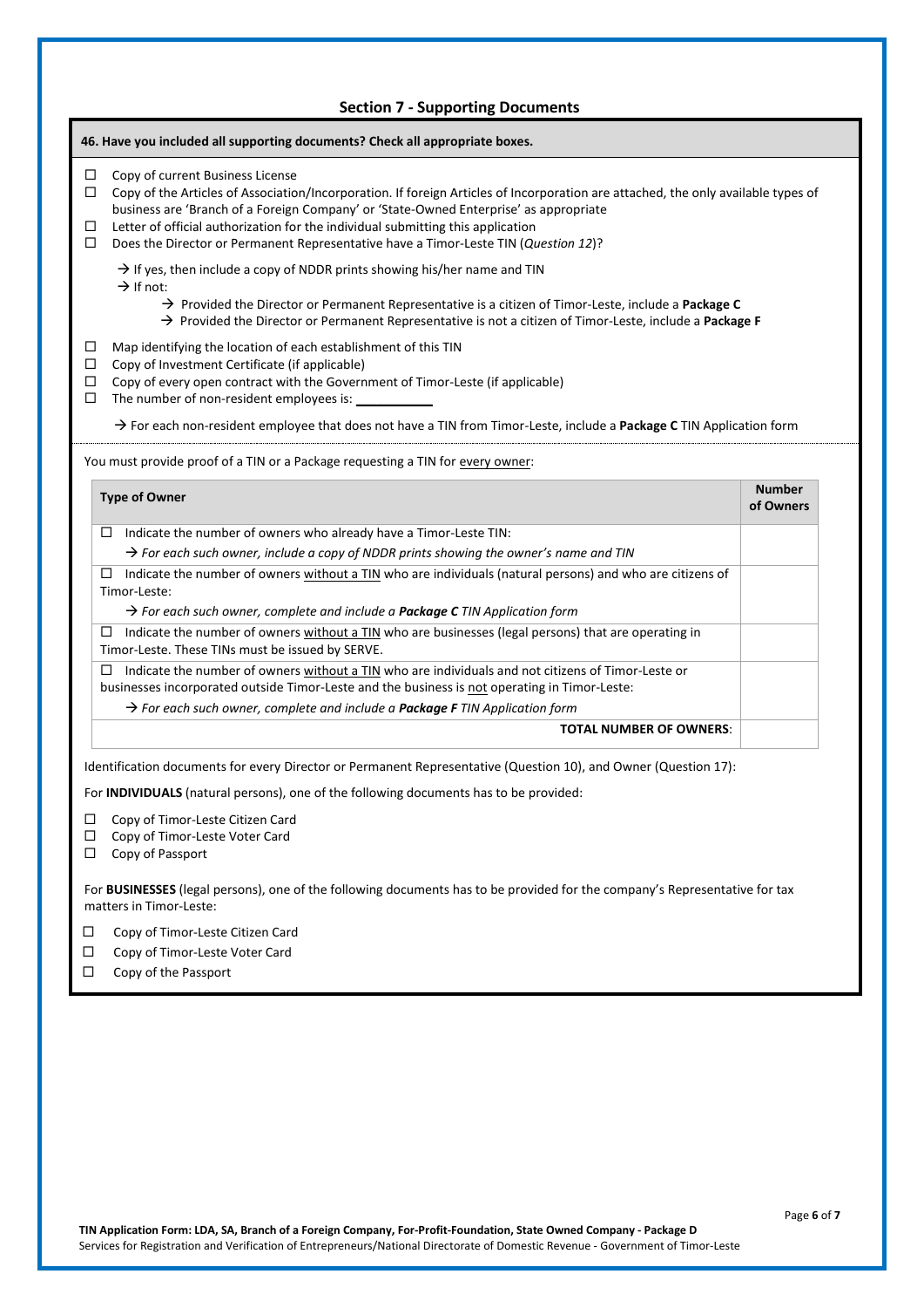## Section 7 - Supporting Documents

**46. Have you included all supporting documents? Check all appropriate boxes.**

- ☐ Copy of current Business License
- ☐ Copy of the Articles of Association/Incorporation. If foreign Articles of Incorporation are attached, the only available types of business are 'Branch of a Foreign Company' or 'State-Owned Enterprise' as appropriate
- ☐ Letter of official authorization for the individual submitting this application
- ☐ Does the Director or Permanent Representative have a Timor-Leste TIN (*Question 12*)?

  → If yes, then include a copy of NDDR prints showing his/her name and TIN

  → If not:

  → Provided the Director or Permanent Representative is a citizen of Timor-Leste, include a **Package C**

  → Provided the Director or Permanent Representative is not a citizen of Timor-Leste, include a **Package F**

- ☐ Map identifying the location of each establishment of this TIN
- ☐ Copy of Investment Certificate (if applicable)
- ☐ Copy of every open contract with the Government of Timor-Leste (if applicable)
- ☐ The number of non-resident employees is: ___________

  → For each non-resident employee that does not have a TIN from Timor-Leste, include a **Package C** TIN Application form

You must provide proof of a TIN or a Package requesting a TIN for every owner:

| Type of Owner | Number of Owners |
|---|---|
| ☐ Indicate the number of owners who already have a Timor-Leste TIN: → *For each such owner, include a copy of NDDR prints showing the owner's name and TIN* | |
| ☐ Indicate the number of owners without a TIN who are individuals (natural persons) and who are citizens of Timor-Leste: → *For each such owner, complete and include a **Package C** TIN Application form* | |
| ☐ Indicate the number of owners without a TIN who are businesses (legal persons) that are operating in Timor-Leste. These TINs must be issued by SERVE. | |
| ☐ Indicate the number of owners without a TIN who are individuals and not citizens of Timor-Leste or businesses incorporated outside Timor-Leste and the business is not operating in Timor-Leste: → *For each such owner, complete and include a **Package F** TIN Application form* | |
| **TOTAL NUMBER OF OWNERS**: | |

Identification documents for every Director or Permanent Representative (Question 10), and Owner (Question 17):

For **INDIVIDUALS** (natural persons), one of the following documents has to be provided:

- ☐ Copy of Timor-Leste Citizen Card
- ☐ Copy of Timor-Leste Voter Card
- ☐ Copy of Passport

For **BUSINESSES** (legal persons), one of the following documents has to be provided for the company's Representative for tax matters in Timor-Leste:

- ☐ Copy of Timor-Leste Citizen Card
- ☐ Copy of Timor-Leste Voter Card
- ☐ Copy of the Passport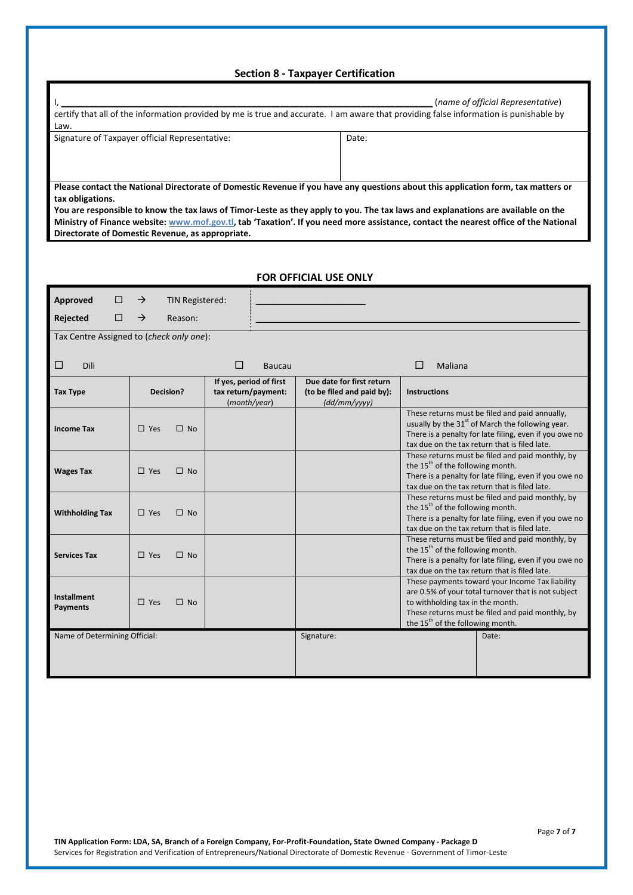## Section 8 - Taxpayer Certification

I, ______________________________________________ (*name of official Representative*)
certify that all of the information provided by me is true and accurate. I am aware that providing false information is punishable by Law.

| Signature of Taxpayer official Representative: | Date: |
|---|---|
| | |

**Please contact the National Directorate of Domestic Revenue if you have any questions about this application form, tax matters or tax obligations.**

**You are responsible to know the tax laws of Timor-Leste as they apply to you. The tax laws and explanations are available on the Ministry of Finance website: www.mof.gov.tl, tab 'Taxation'. If you need more assistance, contact the nearest office of the National Directorate of Domestic Revenue, as appropriate.**

## FOR OFFICIAL USE ONLY

**Approved** ☐ → TIN Registered: ____________________

**Rejected** ☐ → Reason: ____________________________________________

Tax Centre Assigned to (*check only one*):

☐ Dili ☐ Baucau ☐ Maliana

| Tax Type | Decision? | If yes, period of first tax return/payment: (*month/year*) | Due date for first return (to be filed and paid by): (*dd/mm/yyyy*) | Instructions |
|---|---|---|---|---|
| **Income Tax** | ☐ Yes ☐ No | | | These returns must be filed and paid annually, usually by the 31st of March the following year. There is a penalty for late filing, even if you owe no tax due on the tax return that is filed late. |
| **Wages Tax** | ☐ Yes ☐ No | | | These returns must be filed and paid monthly, by the 15th of the following month. There is a penalty for late filing, even if you owe no tax due on the tax return that is filed late. |
| **Withholding Tax** | ☐ Yes ☐ No | | | These returns must be filed and paid monthly, by the 15th of the following month. There is a penalty for late filing, even if you owe no tax due on the tax return that is filed late. |
| **Services Tax** | ☐ Yes ☐ No | | | These returns must be filed and paid monthly, by the 15th of the following month. There is a penalty for late filing, even if you owe no tax due on the tax return that is filed late. |
| **Installment Payments** | ☐ Yes ☐ No | | | These payments toward your Income Tax liability are 0.5% of your total turnover that is not subject to withholding tax in the month. These returns must be filed and paid monthly, by the 15th of the following month. |

| Name of Determining Official: | Signature: | Date: |
|---|---|---|
| | | |

**TIN Application Form: LDA, SA, Branch of a Foreign Company, For-Profit-Foundation, State Owned Company - Package D**
Services for Registration and Verification of Entrepreneurs/National Directorate of Domestic Revenue - Government of Timor-Leste